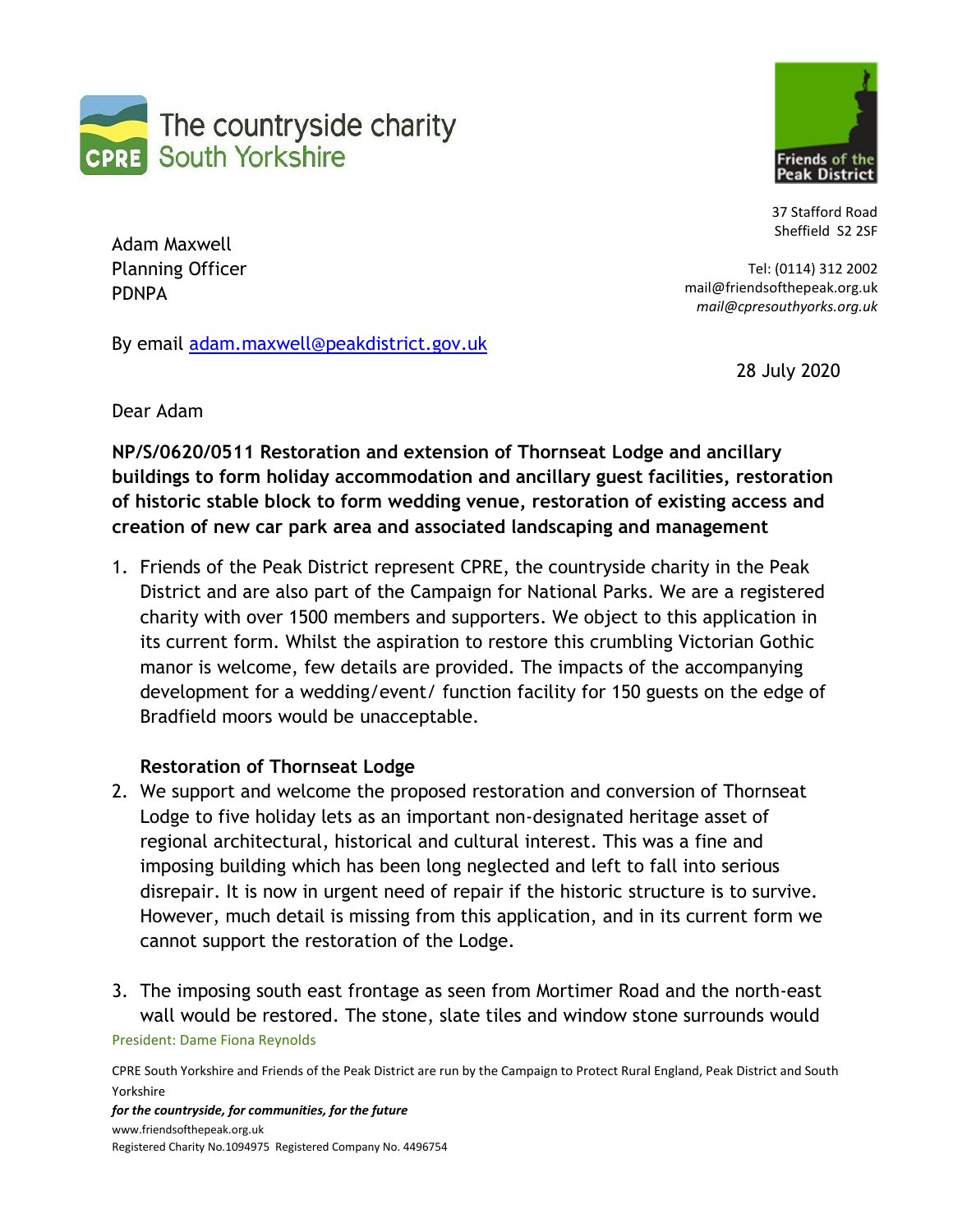The countryside charity
CPRE South Yorkshire

Friends of the Peak District

37 Stafford Road
Sheffield S2 2SF

Tel: (0114) 312 2002
mail@friendsofthepeak.org.uk
*mail@cpresouthyorks.org.uk*

Adam Maxwell
Planning Officer
PDNPA

By email adam.maxwell@peakdistrict.gov.uk

28 July 2020

Dear Adam

**NP/S/0620/0511 Restoration and extension of Thornseat Lodge and ancillary buildings to form holiday accommodation and ancillary guest facilities, restoration of historic stable block to form wedding venue, restoration of existing access and creation of new car park area and associated landscaping and management**

1. Friends of the Peak District represent CPRE, the countryside charity in the Peak District and are also part of the Campaign for National Parks. We are a registered charity with over 1500 members and supporters. We object to this application in its current form. Whilst the aspiration to restore this crumbling Victorian Gothic manor is welcome, few details are provided. The impacts of the accompanying development for a wedding/event/ function facility for 150 guests on the edge of Bradfield moors would be unacceptable.

   **Restoration of Thornseat Lodge**

2. We support and welcome the proposed restoration and conversion of Thornseat Lodge to five holiday lets as an important non-designated heritage asset of regional architectural, historical and cultural interest. This was a fine and imposing building which has been long neglected and left to fall into serious disrepair. It is now in urgent need of repair if the historic structure is to survive. However, much detail is missing from this application, and in its current form we cannot support the restoration of the Lodge.

3. The imposing south east frontage as seen from Mortimer Road and the north-east wall would be restored. The stone, slate tiles and window stone surrounds would

President: Dame Fiona Reynolds

CPRE South Yorkshire and Friends of the Peak District are run by the Campaign to Protect Rural England, Peak District and South Yorkshire

***for the countryside, for communities, for the future***

www.friendsofthepeak.org.uk

Registered Charity No.1094975 Registered Company No. 4496754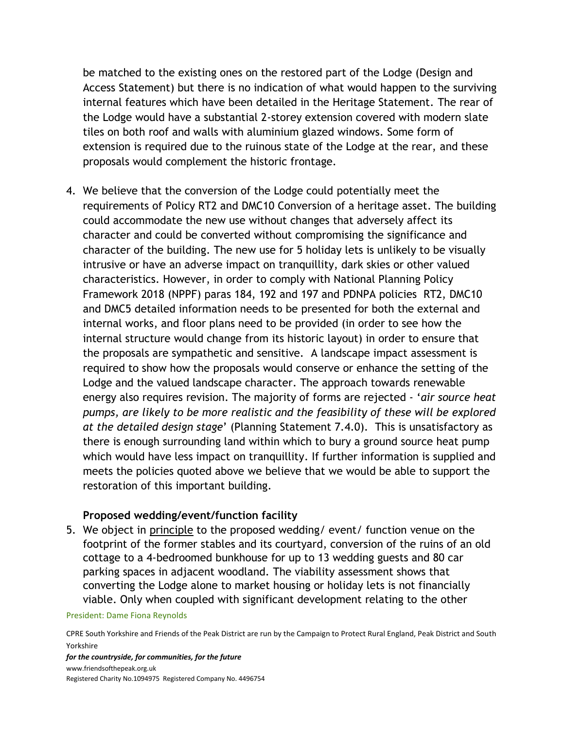be matched to the existing ones on the restored part of the Lodge (Design and Access Statement) but there is no indication of what would happen to the surviving internal features which have been detailed in the Heritage Statement. The rear of the Lodge would have a substantial 2-storey extension covered with modern slate tiles on both roof and walls with aluminium glazed windows. Some form of extension is required due to the ruinous state of the Lodge at the rear, and these proposals would complement the historic frontage.

4. We believe that the conversion of the Lodge could potentially meet the requirements of Policy RT2 and DMC10 Conversion of a heritage asset. The building could accommodate the new use without changes that adversely affect its character and could be converted without compromising the significance and character of the building. The new use for 5 holiday lets is unlikely to be visually intrusive or have an adverse impact on tranquillity, dark skies or other valued characteristics. However, in order to comply with National Planning Policy Framework 2018 (NPPF) paras 184, 192 and 197 and PDNPA policies RT2, DMC10 and DMC5 detailed information needs to be presented for both the external and internal works, and floor plans need to be provided (in order to see how the internal structure would change from its historic layout) in order to ensure that the proposals are sympathetic and sensitive. A landscape impact assessment is required to show how the proposals would conserve or enhance the setting of the Lodge and the valued landscape character. The approach towards renewable energy also requires revision. The majority of forms are rejected - '*air source heat pumps, are likely to be more realistic and the feasibility of these will be explored at the detailed design stage*' (Planning Statement 7.4.0). This is unsatisfactory as there is enough surrounding land within which to bury a ground source heat pump which would have less impact on tranquillity. If further information is supplied and meets the policies quoted above we believe that we would be able to support the restoration of this important building.

**Proposed wedding/event/function facility**

5. We object in <u>principle</u> to the proposed wedding/ event/ function venue on the footprint of the former stables and its courtyard, conversion of the ruins of an old cottage to a 4-bedroomed bunkhouse for up to 13 wedding guests and 80 car parking spaces in adjacent woodland. The viability assessment shows that converting the Lodge alone to market housing or holiday lets is not financially viable. Only when coupled with significant development relating to the other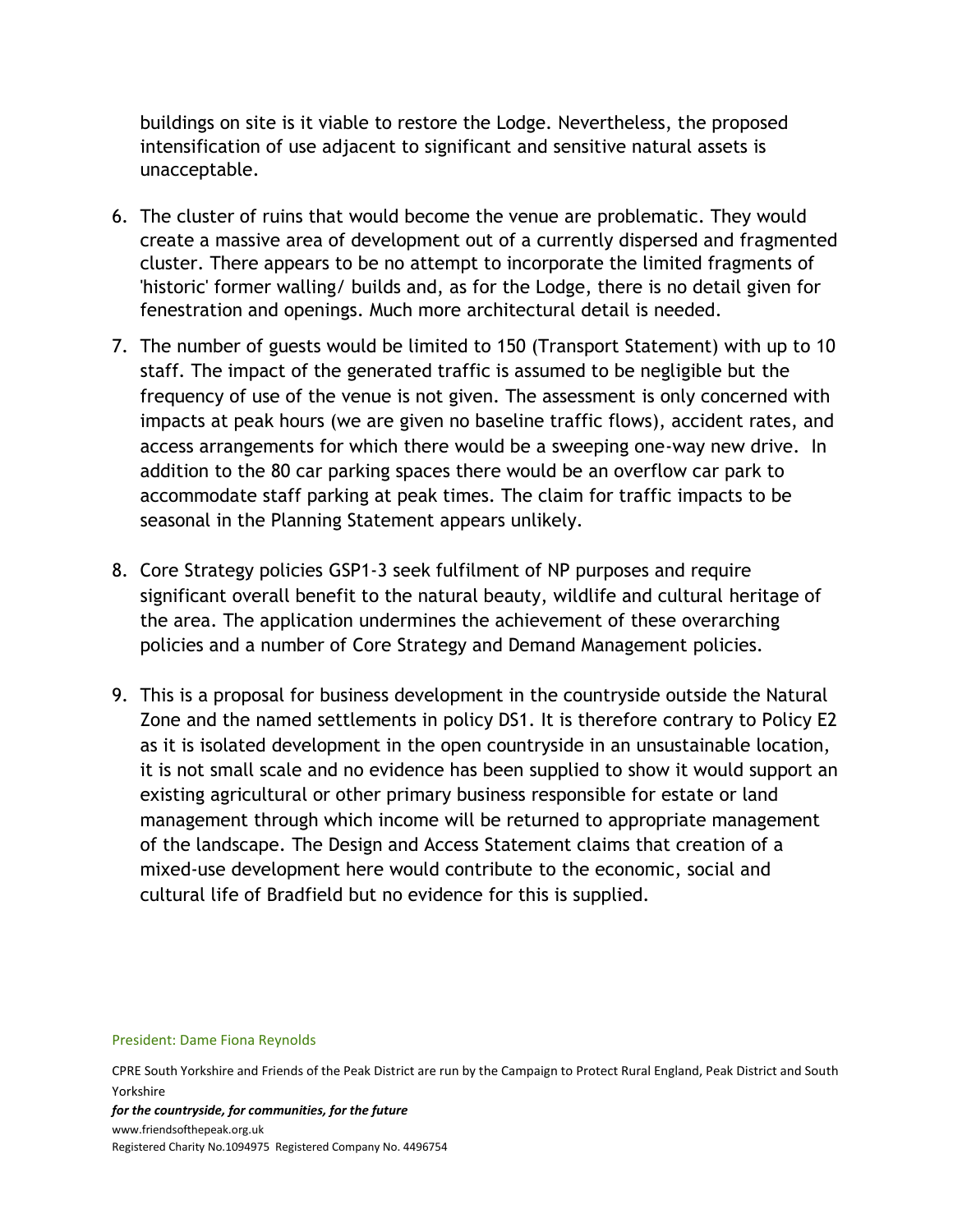buildings on site is it viable to restore the Lodge. Nevertheless, the proposed intensification of use adjacent to significant and sensitive natural assets is unacceptable.

6. The cluster of ruins that would become the venue are problematic. They would create a massive area of development out of a currently dispersed and fragmented cluster. There appears to be no attempt to incorporate the limited fragments of 'historic' former walling/ builds and, as for the Lodge, there is no detail given for fenestration and openings. Much more architectural detail is needed.

7. The number of guests would be limited to 150 (Transport Statement) with up to 10 staff. The impact of the generated traffic is assumed to be negligible but the frequency of use of the venue is not given. The assessment is only concerned with impacts at peak hours (we are given no baseline traffic flows), accident rates, and access arrangements for which there would be a sweeping one-way new drive. In addition to the 80 car parking spaces there would be an overflow car park to accommodate staff parking at peak times. The claim for traffic impacts to be seasonal in the Planning Statement appears unlikely.

8. Core Strategy policies GSP1-3 seek fulfilment of NP purposes and require significant overall benefit to the natural beauty, wildlife and cultural heritage of the area. The application undermines the achievement of these overarching policies and a number of Core Strategy and Demand Management policies.

9. This is a proposal for business development in the countryside outside the Natural Zone and the named settlements in policy DS1. It is therefore contrary to Policy E2 as it is isolated development in the open countryside in an unsustainable location, it is not small scale and no evidence has been supplied to show it would support an existing agricultural or other primary business responsible for estate or land management through which income will be returned to appropriate management of the landscape. The Design and Access Statement claims that creation of a mixed-use development here would contribute to the economic, social and cultural life of Bradfield but no evidence for this is supplied.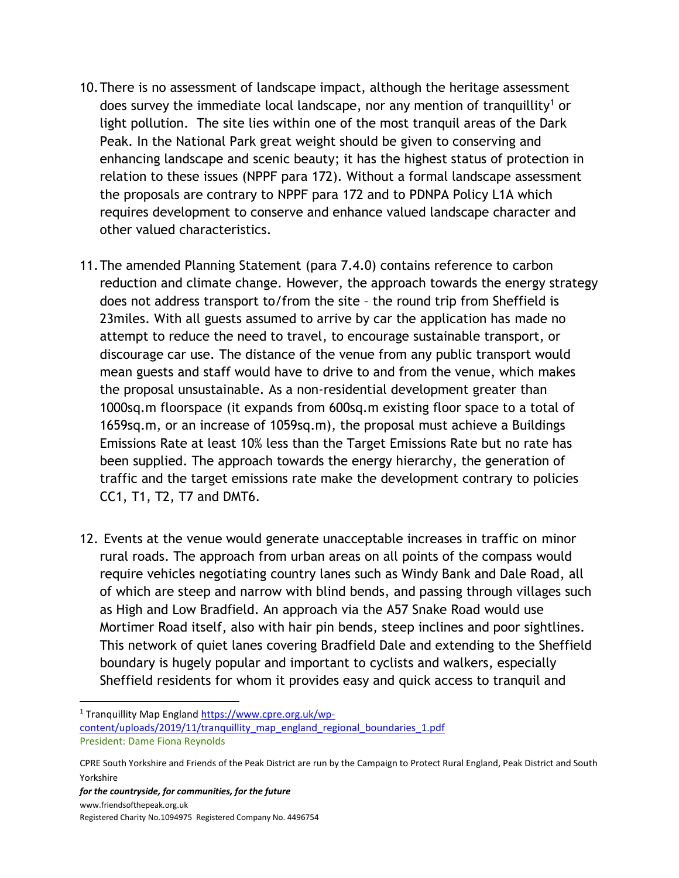10. There is no assessment of landscape impact, although the heritage assessment does survey the immediate local landscape, nor any mention of tranquillity[1] or light pollution. The site lies within one of the most tranquil areas of the Dark Peak. In the National Park great weight should be given to conserving and enhancing landscape and scenic beauty; it has the highest status of protection in relation to these issues (NPPF para 172). Without a formal landscape assessment the proposals are contrary to NPPF para 172 and to PDNPA Policy L1A which requires development to conserve and enhance valued landscape character and other valued characteristics.

11. The amended Planning Statement (para 7.4.0) contains reference to carbon reduction and climate change. However, the approach towards the energy strategy does not address transport to/from the site – the round trip from Sheffield is 23miles. With all guests assumed to arrive by car the application has made no attempt to reduce the need to travel, to encourage sustainable transport, or discourage car use. The distance of the venue from any public transport would mean guests and staff would have to drive to and from the venue, which makes the proposal unsustainable. As a non-residential development greater than 1000sq.m floorspace (it expands from 600sq.m existing floor space to a total of 1659sq.m, or an increase of 1059sq.m), the proposal must achieve a Buildings Emissions Rate at least 10% less than the Target Emissions Rate but no rate has been supplied. The approach towards the energy hierarchy, the generation of traffic and the target emissions rate make the development contrary to policies CC1, T1, T2, T7 and DMT6.

12. Events at the venue would generate unacceptable increases in traffic on minor rural roads. The approach from urban areas on all points of the compass would require vehicles negotiating country lanes such as Windy Bank and Dale Road, all of which are steep and narrow with blind bends, and passing through villages such as High and Low Bradfield. An approach via the A57 Snake Road would use Mortimer Road itself, also with hair pin bends, steep inclines and poor sightlines. This network of quiet lanes covering Bradfield Dale and extending to the Sheffield boundary is hugely popular and important to cyclists and walkers, especially Sheffield residents for whom it provides easy and quick access to tranquil and

---

[1] Tranquillity Map England https://www.cpre.org.uk/wp-content/uploads/2019/11/tranquillity_map_england_regional_boundaries_1.pdf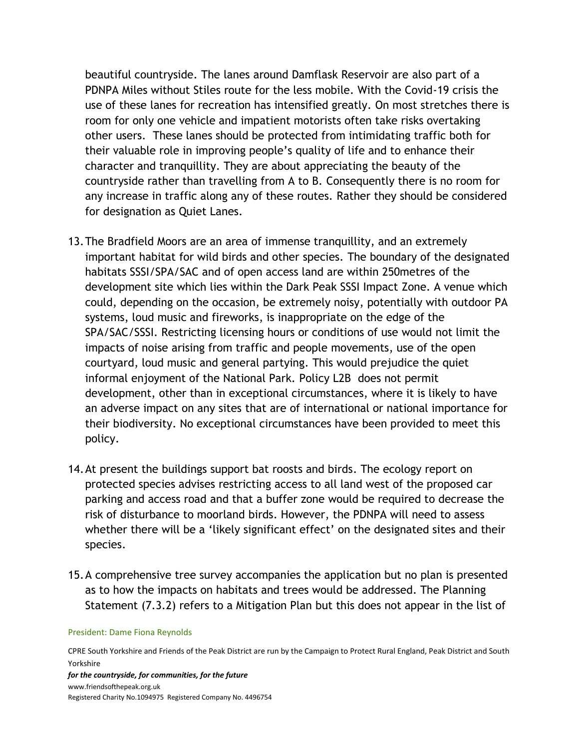beautiful countryside. The lanes around Damflask Reservoir are also part of a PDNPA Miles without Stiles route for the less mobile. With the Covid-19 crisis the use of these lanes for recreation has intensified greatly. On most stretches there is room for only one vehicle and impatient motorists often take risks overtaking other users. These lanes should be protected from intimidating traffic both for their valuable role in improving people's quality of life and to enhance their character and tranquillity. They are about appreciating the beauty of the countryside rather than travelling from A to B. Consequently there is no room for any increase in traffic along any of these routes. Rather they should be considered for designation as Quiet Lanes.

13. The Bradfield Moors are an area of immense tranquillity, and an extremely important habitat for wild birds and other species. The boundary of the designated habitats SSSI/SPA/SAC and of open access land are within 250metres of the development site which lies within the Dark Peak SSSI Impact Zone. A venue which could, depending on the occasion, be extremely noisy, potentially with outdoor PA systems, loud music and fireworks, is inappropriate on the edge of the SPA/SAC/SSSI. Restricting licensing hours or conditions of use would not limit the impacts of noise arising from traffic and people movements, use of the open courtyard, loud music and general partying. This would prejudice the quiet informal enjoyment of the National Park. Policy L2B does not permit development, other than in exceptional circumstances, where it is likely to have an adverse impact on any sites that are of international or national importance for their biodiversity. No exceptional circumstances have been provided to meet this policy.

14. At present the buildings support bat roosts and birds. The ecology report on protected species advises restricting access to all land west of the proposed car parking and access road and that a buffer zone would be required to decrease the risk of disturbance to moorland birds. However, the PDNPA will need to assess whether there will be a 'likely significant effect' on the designated sites and their species.

15. A comprehensive tree survey accompanies the application but no plan is presented as to how the impacts on habitats and trees would be addressed. The Planning Statement (7.3.2) refers to a Mitigation Plan but this does not appear in the list of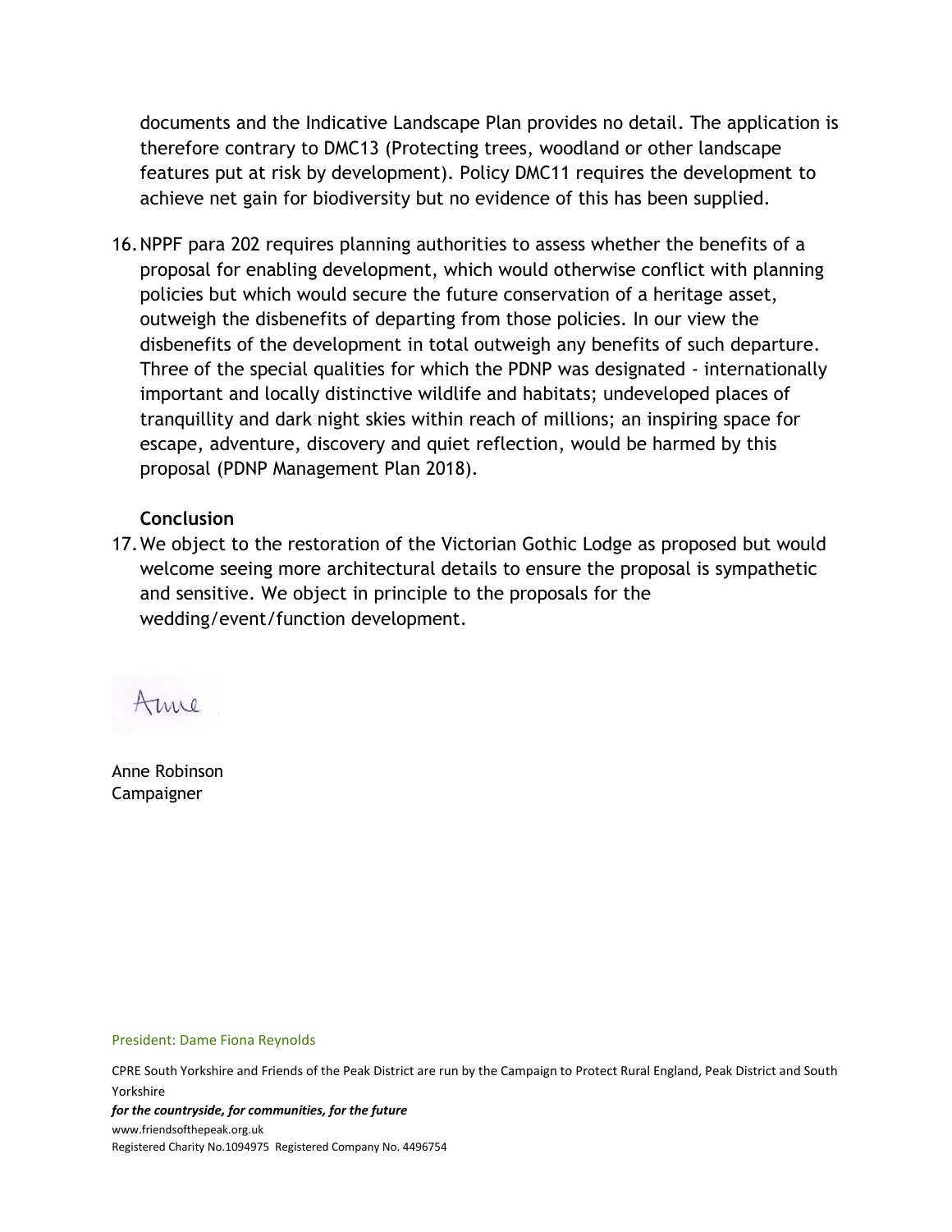documents and the Indicative Landscape Plan provides no detail. The application is therefore contrary to DMC13 (Protecting trees, woodland or other landscape features put at risk by development). Policy DMC11 requires the development to achieve net gain for biodiversity but no evidence of this has been supplied.

16. NPPF para 202 requires planning authorities to assess whether the benefits of a proposal for enabling development, which would otherwise conflict with planning policies but which would secure the future conservation of a heritage asset, outweigh the disbenefits of departing from those policies. In our view the disbenefits of the development in total outweigh any benefits of such departure. Three of the special qualities for which the PDNP was designated - internationally important and locally distinctive wildlife and habitats; undeveloped places of tranquillity and dark night skies within reach of millions; an inspiring space for escape, adventure, discovery and quiet reflection, would be harmed by this proposal (PDNP Management Plan 2018).

**Conclusion**

17. We object to the restoration of the Victorian Gothic Lodge as proposed but would welcome seeing more architectural details to ensure the proposal is sympathetic and sensitive. We object in principle to the proposals for the wedding/event/function development.

Anne

Anne Robinson
Campaigner

President: Dame Fiona Reynolds

CPRE South Yorkshire and Friends of the Peak District are run by the Campaign to Protect Rural England, Peak District and South Yorkshire

***for the countryside, for communities, for the future***

www.friendsofthepeak.org.uk

Registered Charity No.1094975 Registered Company No. 4496754